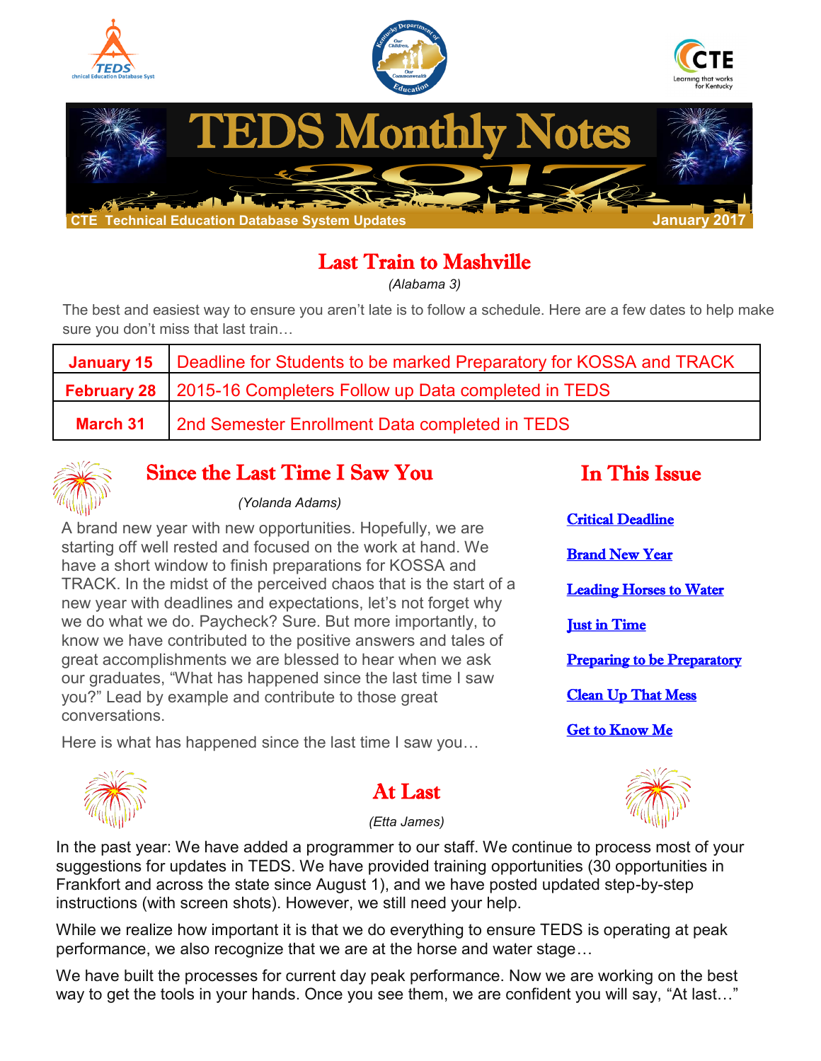# TEDS Monthly Notes 2017

CTE Technical Education Database System Updates — January 2017

## Last Train to Mashville

*(Alabama 3)*

The best and easiest way to ensure you aren't late is to follow a schedule. Here are a few dates to help make sure you don't miss that last train…

| | |
|---|---|
| **January 15** | Deadline for Students to be marked Preparatory for KOSSA and TRACK |
| **February 28** | 2015-16 Completers Follow up Data completed in TEDS |
| **March 31** | 2nd Semester Enrollment Data completed in TEDS |

## Since the Last Time I Saw You

*(Yolanda Adams)*

A brand new year with new opportunities. Hopefully, we are starting off well rested and focused on the work at hand. We have a short window to finish preparations for KOSSA and TRACK. In the midst of the perceived chaos that is the start of a new year with deadlines and expectations, let's not forget why we do what we do. Paycheck? Sure. But more importantly, to know we have contributed to the positive answers and tales of great accomplishments we are blessed to hear when we ask our graduates, "What has happened since the last time I saw you?" Lead by example and contribute to those great conversations.

Here is what has happened since the last time I saw you…

## In This Issue

- Critical Deadline
- Brand New Year
- Leading Horses to Water
- Just in Time
- Preparing to be Preparatory
- Clean Up That Mess
- Get to Know Me

## At Last

*(Etta James)*

In the past year: We have added a programmer to our staff. We continue to process most of your suggestions for updates in TEDS. We have provided training opportunities (30 opportunities in Frankfort and across the state since August 1), and we have posted updated step-by-step instructions (with screen shots). However, we still need your help.

While we realize how important it is that we do everything to ensure TEDS is operating at peak performance, we also recognize that we are at the horse and water stage…

We have built the processes for current day peak performance. Now we are working on the best way to get the tools in your hands. Once you see them, we are confident you will say, "At last…"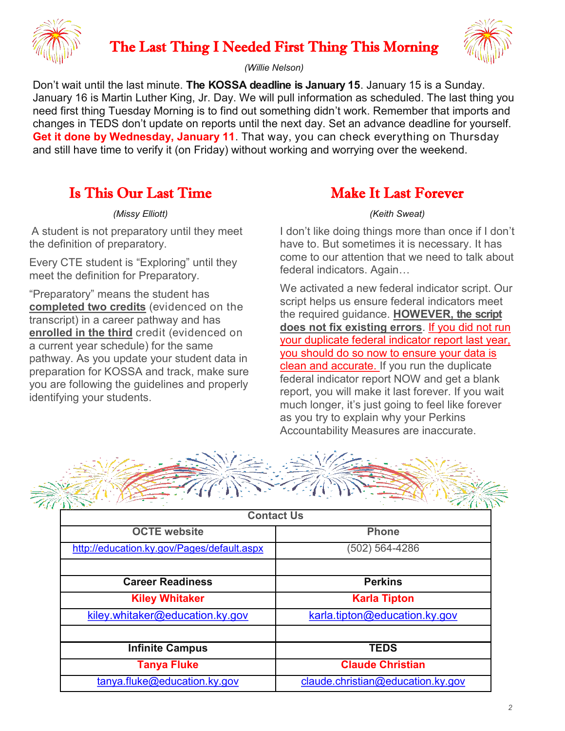# The Last Thing I Needed First Thing This Morning

*(Willie Nelson)*

Don't wait until the last minute. **The KOSSA deadline is January 15**. January 15 is a Sunday. January 16 is Martin Luther King, Jr. Day. We will pull information as scheduled. The last thing you need first thing Tuesday Morning is to find out something didn't work. Remember that imports and changes in TEDS don't update on reports until the next day. Set an advance deadline for yourself. **Get it done by Wednesday, January 11**. That way, you can check everything on Thursday and still have time to verify it (on Friday) without working and worrying over the weekend.

## Is This Our Last Time

*(Missy Elliott)*

A student is not preparatory until they meet the definition of preparatory.

Every CTE student is "Exploring" until they meet the definition for Preparatory.

"Preparatory" means the student has **completed two credits** (evidenced on the transcript) in a career pathway and has **enrolled in the third** credit (evidenced on a current year schedule) for the same pathway. As you update your student data in preparation for KOSSA and track, make sure you are following the guidelines and properly identifying your students.

## Make It Last Forever

*(Keith Sweat)*

I don't like doing things more than once if I don't have to. But sometimes it is necessary. It has come to our attention that we need to talk about federal indicators. Again…

We activated a new federal indicator script. Our script helps us ensure federal indicators meet the required guidance. **HOWEVER, the script does not fix existing errors**. If you did not run your duplicate federal indicator report last year, you should do so now to ensure your data is clean and accurate. If you run the duplicate federal indicator report NOW and get a blank report, you will make it last forever. If you wait much longer, it's just going to feel like forever as you try to explain why your Perkins Accountability Measures are inaccurate.

| Contact Us | |
|---|---|
| **OCTE website** | **Phone** |
| http://education.ky.gov/Pages/default.aspx | (502) 564-4286 |
| | |
| **Career Readiness** | **Perkins** |
| **Kiley Whitaker** | **Karla Tipton** |
| kiley.whitaker@education.ky.gov | karla.tipton@education.ky.gov |
| | |
| **Infinite Campus** | **TEDS** |
| **Tanya Fluke** | **Claude Christian** |
| tanya.fluke@education.ky.gov | claude.christian@education.ky.gov |